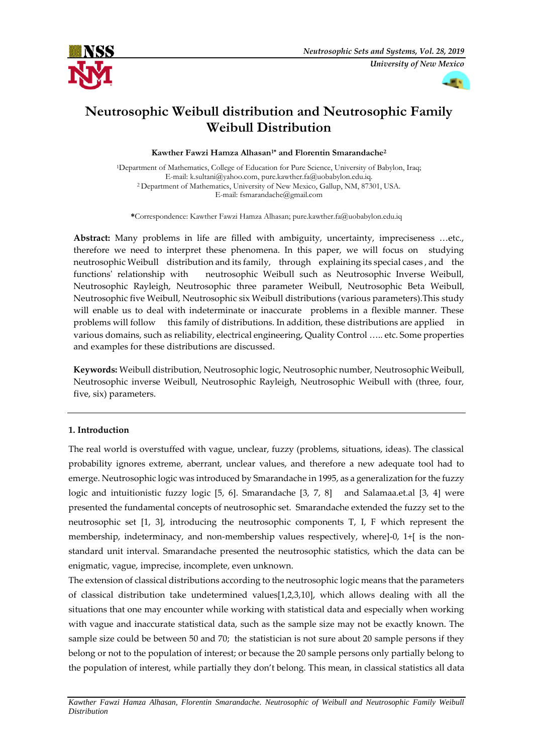# Neutrosophic Weibull distribution and Neutrosophic Family Weibull Distribution

**Kawther Fawzi Hamza Alhasan[1*] and Florentin Smarandache[2]**

[1]Department of Mathematics, College of Education for Pure Science, University of Babylon, Iraq;
E-mail: k.sultani@yahoo.com, pure.kawther.fa@uobabylon.edu.iq.
[2] Department of Mathematics, University of New Mexico, Gallup, NM, 87301, USA.
E-mail: fsmarandache@gmail.com

**\***Correspondence: Kawther Fawzi Hamza Alhasan; pure.kawther.fa@uobabylon.edu.iq

**Abstract:** Many problems in life are filled with ambiguity, uncertainty, impreciseness …etc., therefore we need to interpret these phenomena. In this paper, we will focus on studying neutrosophic Weibull distribution and its family, through explaining its special cases , and the functions' relationship with neutrosophic Weibull such as Neutrosophic Inverse Weibull, Neutrosophic Rayleigh, Neutrosophic three parameter Weibull, Neutrosophic Beta Weibull, Neutrosophic five Weibull, Neutrosophic six Weibull distributions (various parameters).This study will enable us to deal with indeterminate or inaccurate problems in a flexible manner. These problems will follow this family of distributions. In addition, these distributions are applied in various domains, such as reliability, electrical engineering, Quality Control ….. etc. Some properties and examples for these distributions are discussed.

**Keywords:** Weibull distribution, Neutrosophic logic, Neutrosophic number, Neutrosophic Weibull, Neutrosophic inverse Weibull, Neutrosophic Rayleigh, Neutrosophic Weibull with (three, four, five, six) parameters.

## 1. Introduction

The real world is overstuffed with vague, unclear, fuzzy (problems, situations, ideas). The classical probability ignores extreme, aberrant, unclear values, and therefore a new adequate tool had to emerge. Neutrosophic logic was introduced by Smarandache in 1995, as a generalization for the fuzzy logic and intuitionistic fuzzy logic [5, 6]. Smarandache [3, 7, 8] and Salamaa.et.al [3, 4] were presented the fundamental concepts of neutrosophic set. Smarandache extended the fuzzy set to the neutrosophic set [1, 3], introducing the neutrosophic components T, I, F which represent the membership, indeterminacy, and non-membership values respectively, where]-0, 1+[ is the non-standard unit interval. Smarandache presented the neutrosophic statistics, which the data can be enigmatic, vague, imprecise, incomplete, even unknown.

The extension of classical distributions according to the neutrosophic logic means that the parameters of classical distribution take undetermined values[1,2,3,10], which allows dealing with all the situations that one may encounter while working with statistical data and especially when working with vague and inaccurate statistical data, such as the sample size may not be exactly known. The sample size could be between 50 and 70; the statistician is not sure about 20 sample persons if they belong or not to the population of interest; or because the 20 sample persons only partially belong to the population of interest, while partially they don't belong. This mean, in classical statistics all data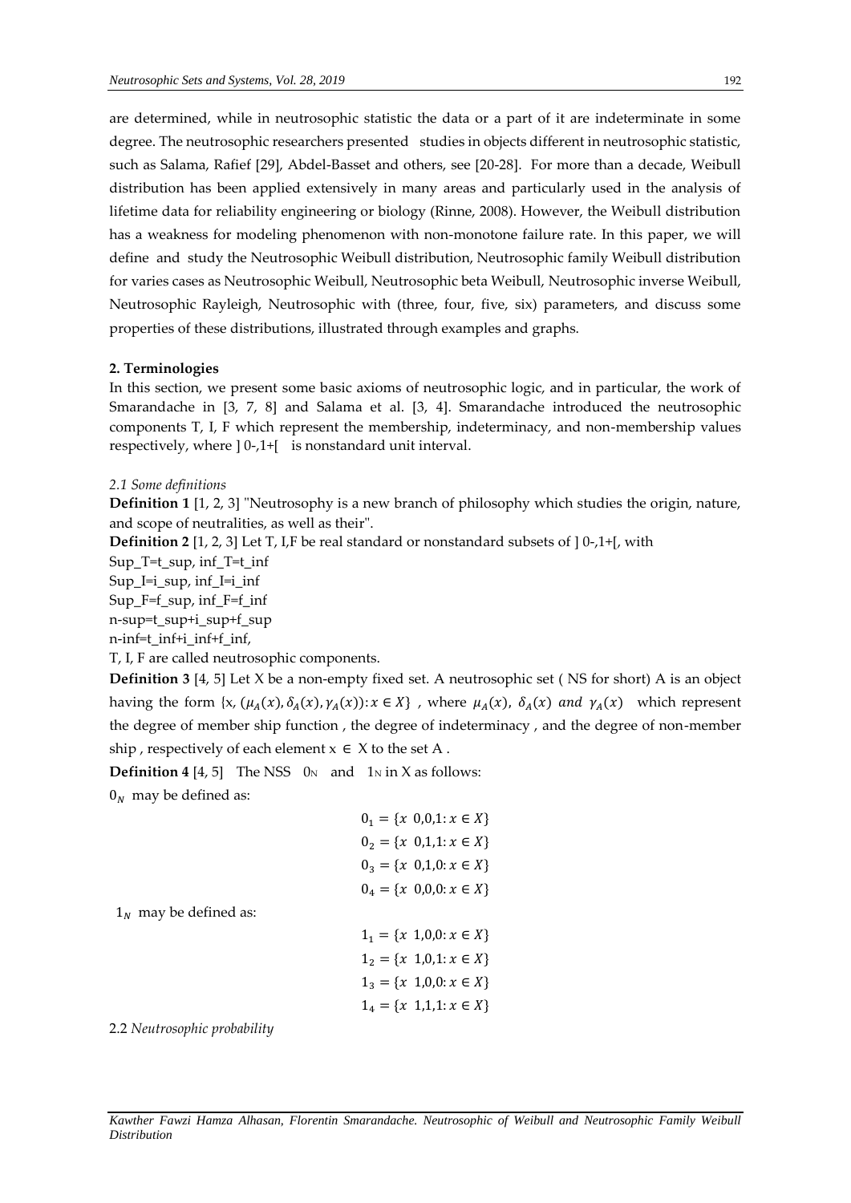are determined, while in neutrosophic statistic the data or a part of it are indeterminate in some degree. The neutrosophic researchers presented studies in objects different in neutrosophic statistic, such as Salama, Rafief [29], Abdel-Basset and others, see [20-28]. For more than a decade, Weibull distribution has been applied extensively in many areas and particularly used in the analysis of lifetime data for reliability engineering or biology (Rinne, 2008). However, the Weibull distribution has a weakness for modeling phenomenon with non-monotone failure rate. In this paper, we will define and study the Neutrosophic Weibull distribution, Neutrosophic family Weibull distribution for varies cases as Neutrosophic Weibull, Neutrosophic beta Weibull, Neutrosophic inverse Weibull, Neutrosophic Rayleigh, Neutrosophic with (three, four, five, six) parameters, and discuss some properties of these distributions, illustrated through examples and graphs.

**2. Terminologies**

In this section, we present some basic axioms of neutrosophic logic, and in particular, the work of Smarandache in [3, 7, 8] and Salama et al. [3, 4]. Smarandache introduced the neutrosophic components T, I, F which represent the membership, indeterminacy, and non-membership values respectively, where ] 0-,1+[ is nonstandard unit interval.

*2.1 Some definitions*

**Definition 1** [1, 2, 3] "Neutrosophy is a new branch of philosophy which studies the origin, nature, and scope of neutralities, as well as their".

**Definition 2** [1, 2, 3] Let T, I,F be real standard or nonstandard subsets of ] 0-,1+[, with

Sup_T=t_sup, inf_T=t_inf

Sup_I=i_sup, inf_I=i_inf

Sup_F=f_sup, inf_F=f_inf

n-sup=t_sup+i_sup+f_sup

n-inf=t_inf+i_inf+f_inf,

T, I, F are called neutrosophic components.

**Definition 3** [4, 5] Let X be a non-empty fixed set. A neutrosophic set ( NS for short) A is an object having the form {x, $(\mu_A(x), \delta_A(x), \gamma_A(x)): x \in X\}$ , where $\mu_A(x)$, $\delta_A(x)$ *and* $\gamma_A(x)$ which represent the degree of member ship function , the degree of indeterminacy , and the degree of non-member ship , respectively of each element $x \in X$ to the set A .

**Definition 4** [4, 5] The NSS $0_N$ and $1_N$ in X as follows:

$0_N$ may be defined as:

$$0_1 = \{x \ \ 0,0,1: x \in X\}$$
$$0_2 = \{x \ \ 0,1,1: x \in X\}$$
$$0_3 = \{x \ \ 0,1,0: x \in X\}$$
$$0_4 = \{x \ \ 0,0,0: x \in X\}$$

$1_N$ may be defined as:

$$1_1 = \{x \ \ 1,0,0: x \in X\}$$
$$1_2 = \{x \ \ 1,0,1: x \in X\}$$
$$1_3 = \{x \ \ 1,0,0: x \in X\}$$
$$1_4 = \{x \ \ 1,1,1: x \in X\}$$

2.2 *Neutrosophic probability*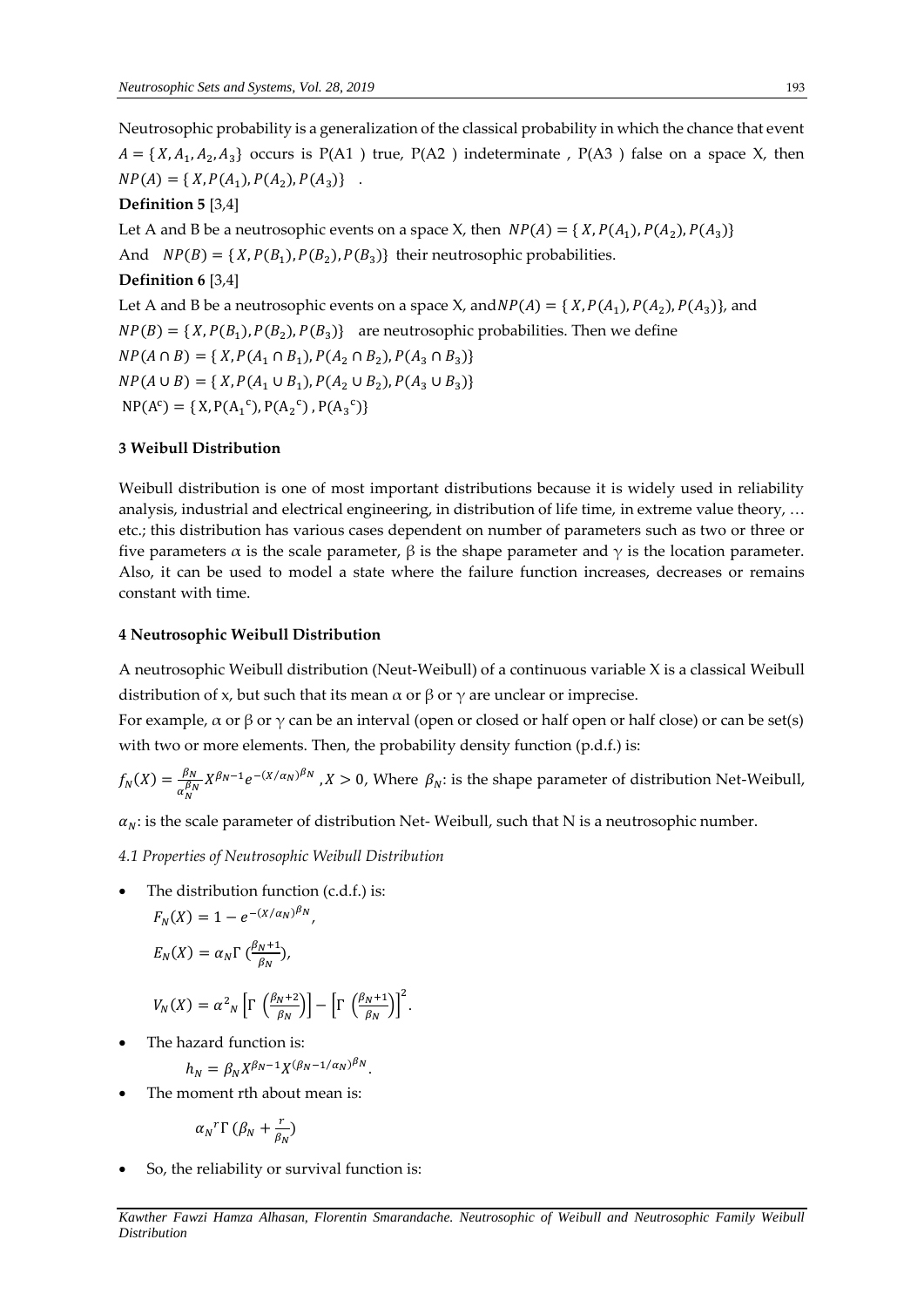Neutrosophic probability is a generalization of the classical probability in which the chance that event $A = \{X, A_1, A_2, A_3\}$ occurs is P(A1 ) true, P(A2 ) indeterminate , P(A3 ) false on a space X, then $NP(A) = \{X, P(A_1), P(A_2), P(A_3)\}$ .

**Definition 5** [3,4]

Let A and B be a neutrosophic events on a space X, then $NP(A) = \{X, P(A_1), P(A_2), P(A_3)\}$

And $NP(B) = \{X, P(B_1), P(B_2), P(B_3)\}$ their neutrosophic probabilities.

**Definition 6** [3,4]

Let A and B be a neutrosophic events on a space X, and $NP(A) = \{X, P(A_1), P(A_2), P(A_3)\}$, and $NP(B) = \{X, P(B_1), P(B_2), P(B_3)\}$ are neutrosophic probabilities. Then we define

$NP(A \cap B) = \{X, P(A_1 \cap B_1), P(A_2 \cap B_2), P(A_3 \cap B_3)\}$

$NP(A \cup B) = \{X, P(A_1 \cup B_1), P(A_2 \cup B_2), P(A_3 \cup B_3)\}$

$NP(A^c) = \{X, P(A_1{}^c), P(A_2{}^c), P(A_3{}^c)\}$

### 3 Weibull Distribution

Weibull distribution is one of most important distributions because it is widely used in reliability analysis, industrial and electrical engineering, in distribution of life time, in extreme value theory, … etc.; this distribution has various cases dependent on number of parameters such as two or three or five parameters $\alpha$ is the scale parameter, $\beta$ is the shape parameter and $\gamma$ is the location parameter. Also, it can be used to model a state where the failure function increases, decreases or remains constant with time.

### 4 Neutrosophic Weibull Distribution

A neutrosophic Weibull distribution (Neut-Weibull) of a continuous variable X is a classical Weibull distribution of x, but such that its mean $\alpha$ or $\beta$ or $\gamma$ are unclear or imprecise.

For example, $\alpha$ or $\beta$ or $\gamma$ can be an interval (open or closed or half open or half close) or can be set(s) with two or more elements. Then, the probability density function (p.d.f.) is:

$f_N(X) = \frac{\beta_N}{\alpha_N^{\beta_N}} X^{\beta_N - 1} e^{-(X/\alpha_N)^{\beta_N}}$ , $X > 0$, Where $\beta_N$: is the shape parameter of distribution Net-Weibull,

$\alpha_N$: is the scale parameter of distribution Net- Weibull, such that N is a neutrosophic number.

*4.1 Properties of Neutrosophic Weibull Distribution*

- The distribution function (c.d.f.) is:

  $F_N(X) = 1 - e^{-(X/\alpha_N)^{\beta_N}}$,

  $E_N(X) = \alpha_N \Gamma\left(\frac{\beta_N + 1}{\beta_N}\right)$,

  $V_N(X) = \alpha^2{}_N \left[\Gamma\left(\frac{\beta_N + 2}{\beta_N}\right)\right] - \left[\Gamma\left(\frac{\beta_N + 1}{\beta_N}\right)\right]^2$.

- The hazard function is:

  $h_N = \beta_N X^{\beta_N - 1} X^{(\beta_N - 1/\alpha_N)^{\beta_N}}$.

- The moment rth about mean is:

  $\alpha_N{}^r \Gamma\left(\beta_N + \frac{r}{\beta_N}\right)$

- So, the reliability or survival function is: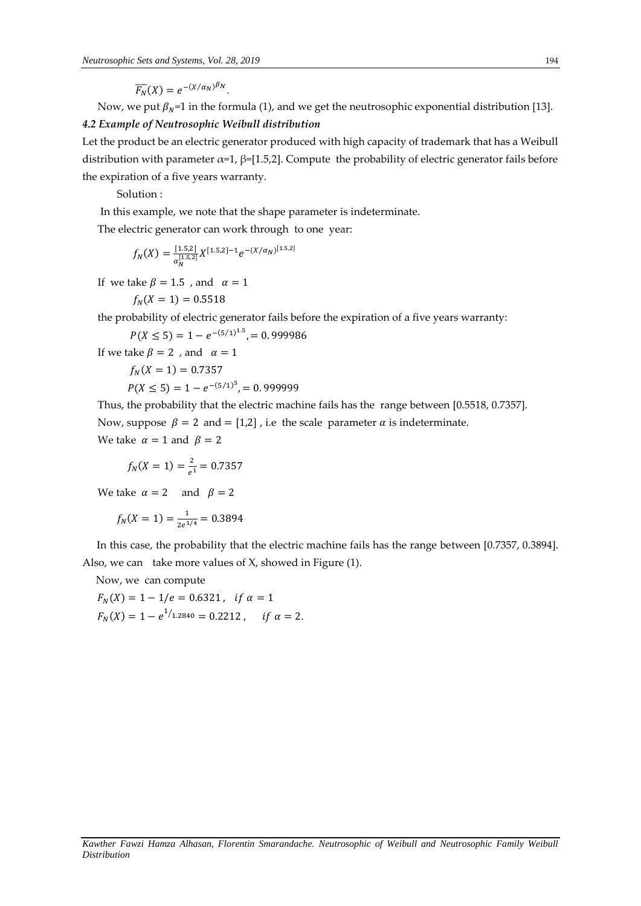$\overline{F_N}(X) = e^{-(X/\alpha_N)^{\beta_N}}$.

Now, we put $\beta_N$=1 in the formula (1), and we get the neutrosophic exponential distribution [13].

### *4.2 Example of Neutrosophic Weibull distribution*

Let the product be an electric generator produced with high capacity of trademark that has a Weibull distribution with parameter α=1, β=[1.5,2]. Compute the probability of electric generator fails before the expiration of a five years warranty.

Solution :

In this example, we note that the shape parameter is indeterminate.

The electric generator can work through to one year:

$$f_N(X) = \frac{[1.5,2]}{\alpha_N^{[1.5,2]}} X^{[1.5,2]-1} e^{-(X/\alpha_N)^{[1.5,2]}}$$

If we take $\beta = 1.5$ , and $\alpha = 1$

$$f_N(X = 1) = 0.5518$$

the probability of electric generator fails before the expiration of a five years warranty:

$$P(X \leq 5) = 1 - e^{-(5/1)^{1.5}}, = 0.999986$$

If we take $\beta = 2$ , and $\alpha = 1$

$$f_N(X = 1) = 0.7357$$

$$P(X \leq 5) = 1 - e^{-(5/1)^{5}}, = 0.999999$$

Thus, the probability that the electric machine fails has the range between [0.5518, 0.7357].

Now, suppose $\beta = 2$ and $= [1,2]$ , i.e the scale parameter $\alpha$ is indeterminate.

We take $\alpha = 1$ and $\beta = 2$

$$f_N(X = 1) = \frac{2}{e^1} = 0.7357$$

We take $\alpha = 2$ and $\beta = 2$

$$f_N(X = 1) = \frac{1}{2e^{1/4}} = 0.3894$$

In this case, the probability that the electric machine fails has the range between [0.7357, 0.3894]. Also, we can take more values of X, showed in Figure (1).

Now, we can compute

$F_N(X) = 1 - 1/e = 0.6321 , \quad if\ \alpha = 1$

$F_N(X) = 1 - e^{1/1.2840} = 0.2212 , \quad if\ \alpha = 2.$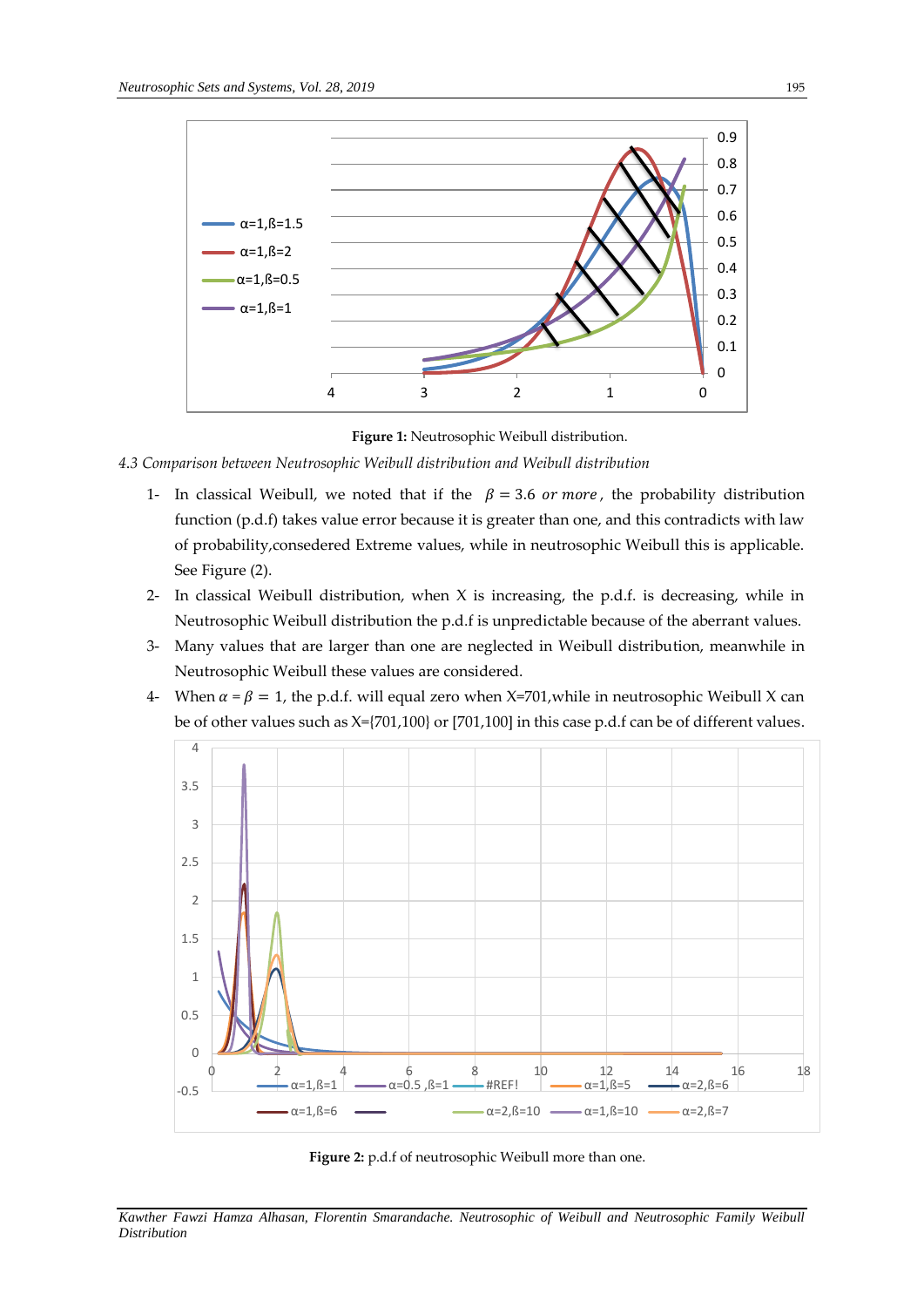Figure 1: Neutrosophic Weibull distribution.

*4.3 Comparison between Neutrosophic Weibull distribution and Weibull distribution*

1- In classical Weibull, we noted that if the $\beta = 3.6$ *or more*, the probability distribution function (p.d.f) takes value error because it is greater than one, and this contradicts with law of probability,consedered Extreme values, while in neutrosophic Weibull this is applicable. See Figure (2).
2- In classical Weibull distribution, when X is increasing, the p.d.f. is decreasing, while in Neutrosophic Weibull distribution the p.d.f is unpredictable because of the aberrant values.
3- Many values that are larger than one are neglected in Weibull distribution, meanwhile in Neutrosophic Weibull these values are considered.
4- When $\alpha = \beta = 1$, the p.d.f. will equal zero when X=701,while in neutrosophic Weibull X can be of other values such as X={701,100} or [701,100] in this case p.d.f can be of different values.

Figure 2: p.d.f of neutrosophic Weibull more than one.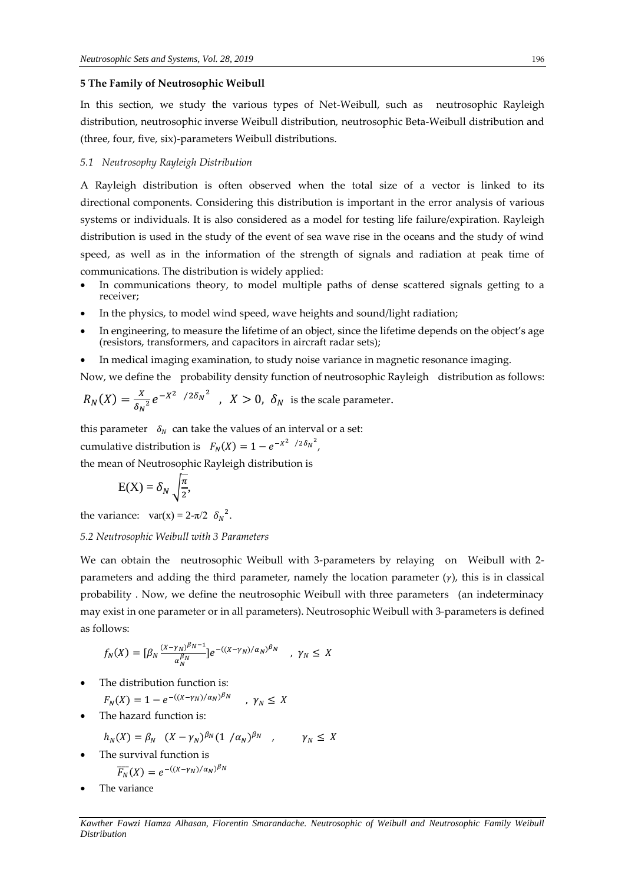**5 The Family of Neutrosophic Weibull**

In this section, we study the various types of Net-Weibull, such as neutrosophic Rayleigh distribution, neutrosophic inverse Weibull distribution, neutrosophic Beta-Weibull distribution and (three, four, five, six)-parameters Weibull distributions.

*5.1 Neutrosophy Rayleigh Distribution*

A Rayleigh distribution is often observed when the total size of a vector is linked to its directional components. Considering this distribution is important in the error analysis of various systems or individuals. It is also considered as a model for testing life failure/expiration. Rayleigh distribution is used in the study of the event of sea wave rise in the oceans and the study of wind speed, as well as in the information of the strength of signals and radiation at peak time of communications. The distribution is widely applied:

- In communications theory, to model multiple paths of dense scattered signals getting to a receiver;
- In the physics, to model wind speed, wave heights and sound/light radiation;
- In engineering, to measure the lifetime of an object, since the lifetime depends on the object's age (resistors, transformers, and capacitors in aircraft radar sets);
- In medical imaging examination, to study noise variance in magnetic resonance imaging.

Now, we define the probability density function of neutrosophic Rayleigh distribution as follows:

$$R_N(X) = \frac{X}{{\delta_N}^2} e^{-X^2 \ /2{\delta_N}^2} \ , \ X > 0, \ \delta_N \text{ is the scale parameter.}$$

this parameter $\delta_N$ can take the values of an interval or a set:

cumulative distribution is $F_N(X) = 1 - e^{-X^2 \ /2{\delta_N}^2}$,

the mean of Neutrosophic Rayleigh distribution is

$$\mathrm{E(X)} = \delta_N \sqrt{\frac{\pi}{2}},$$

the variance: $\mathrm{var(x)} = 2\text{-}\pi/2 \ \ {\delta_N}^2$.

*5.2 Neutrosophic Weibull with 3 Parameters*

We can obtain the neutrosophic Weibull with 3-parameters by relaying on Weibull with 2-parameters and adding the third parameter, namely the location parameter ($\gamma$), this is in classical probability . Now, we define the neutrosophic Weibull with three parameters (an indeterminacy may exist in one parameter or in all parameters). Neutrosophic Weibull with 3-parameters is defined as follows:

$$f_N(X) = [\beta_N \frac{(X-\gamma_N)^{\beta_N - 1}}{\alpha_N^{\beta_N}}] e^{-((X-\gamma_N)/\alpha_N)^{\beta_N}} \quad , \ \gamma_N \leq X$$

- The distribution function is:

  $F_N(X) = 1 - e^{-((X-\gamma_N)/\alpha_N)^{\beta_N}} \quad , \ \gamma_N \leq X$

- The hazard function is:

  $h_N(X) = \beta_N \ \ (X - \gamma_N)^{\beta_N} (1 \ /\alpha_N)^{\beta_N} \quad , \qquad \gamma_N \leq X$

- The survival function is

  $\overline{F_N}(X) = e^{-((X-\gamma_N)/\alpha_N)^{\beta_N}}$

- The variance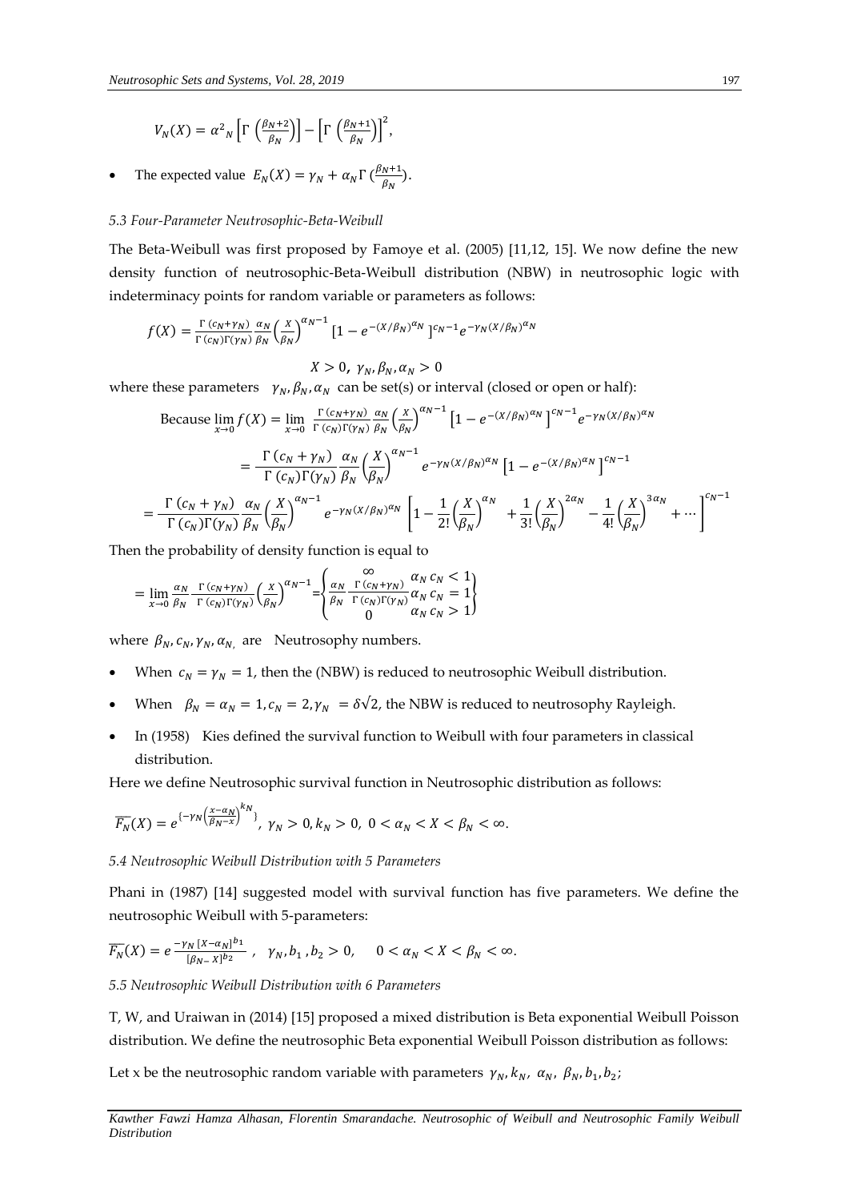$$V_N(X) = \alpha^2{}_N \left[\Gamma\left(\frac{\beta_N+2}{\beta_N}\right)\right] - \left[\Gamma\left(\frac{\beta_N+1}{\beta_N}\right)\right]^2,$$

- The expected value $E_N(X) = \gamma_N + \alpha_N \Gamma\left(\frac{\beta_N+1}{\beta_N}\right)$.

*5.3 Four-Parameter Neutrosophic-Beta-Weibull*

The Beta-Weibull was first proposed by Famoye et al. (2005) [11,12, 15]. We now define the new density function of neutrosophic-Beta-Weibull distribution (NBW) in neutrosophic logic with indeterminacy points for random variable or parameters as follows:

$$f(X) = \frac{\Gamma(c_N+\gamma_N)}{\Gamma(c_N)\Gamma(\gamma_N)} \frac{\alpha_N}{\beta_N}\left(\frac{X}{\beta_N}\right)^{\alpha_N-1}\left[1-e^{-(X/\beta_N)^{\alpha_N}}\right]^{c_N-1} e^{-\gamma_N (X/\beta_N)^{\alpha_N}}$$

$$X > 0,\ \gamma_N, \beta_N, \alpha_N > 0$$

where these parameters $\gamma_N, \beta_N, \alpha_N$ can be set(s) or interval (closed or open or half):

$$\text{Because } \lim_{x\to 0} f(X) = \lim_{x\to 0} \frac{\Gamma(c_N+\gamma_N)}{\Gamma(c_N)\Gamma(\gamma_N)} \frac{\alpha_N}{\beta_N}\left(\frac{X}{\beta_N}\right)^{\alpha_N-1}\left[1-e^{-(X/\beta_N)^{\alpha_N}}\right]^{c_N-1} e^{-\gamma_N (X/\beta_N)^{\alpha_N}}$$

$$= \frac{\Gamma(c_N+\gamma_N)}{\Gamma(c_N)\Gamma(\gamma_N)} \frac{\alpha_N}{\beta_N}\left(\frac{X}{\beta_N}\right)^{\alpha_N-1} e^{-\gamma_N (X/\beta_N)^{\alpha_N}}\left[1-e^{-(X/\beta_N)^{\alpha_N}}\right]^{c_N-1}$$

$$= \frac{\Gamma(c_N+\gamma_N)}{\Gamma(c_N)\Gamma(\gamma_N)} \frac{\alpha_N}{\beta_N}\left(\frac{X}{\beta_N}\right)^{\alpha_N-1} e^{-\gamma_N (X/\beta_N)^{\alpha_N}}\left[1-\frac{1}{2!}\left(\frac{X}{\beta_N}\right)^{\alpha_N}+\frac{1}{3!}\left(\frac{X}{\beta_N}\right)^{2\alpha_N}-\frac{1}{4!}\left(\frac{X}{\beta_N}\right)^{3\alpha_N}+\cdots\right]^{c_N-1}$$

Then the probability of density function is equal to

$$= \lim_{x\to 0} \frac{\alpha_N}{\beta_N} \frac{\Gamma(c_N+\gamma_N)}{\Gamma(c_N)\Gamma(\gamma_N)}\left(\frac{X}{\beta_N}\right)^{\alpha_N-1} = \begin{Bmatrix} \infty & \alpha_N c_N < 1 \\ \frac{\alpha_N}{\beta_N}\frac{\Gamma(c_N+\gamma_N)}{\Gamma(c_N)\Gamma(\gamma_N)} & \alpha_N c_N = 1 \\ 0 & \alpha_N c_N > 1 \end{Bmatrix}$$

where $\beta_N, c_N, \gamma_N, \alpha_N$ are Neutrosophy numbers.

- When $c_N = \gamma_N = 1$, then the (NBW) is reduced to neutrosophic Weibull distribution.
- When $\beta_N = \alpha_N = 1, c_N = 2, \gamma_N = \delta\sqrt{2}$, the NBW is reduced to neutrosophy Rayleigh.
- In (1958) Kies defined the survival function to Weibull with four parameters in classical distribution.

Here we define Neutrosophic survival function in Neutrosophic distribution as follows:

$$\overline{F_N}(X) = e^{\left\{-\gamma_N\left(\frac{x-\alpha_N}{\beta_N - x}\right)^{k_N}\right\}},\ \gamma_N > 0, k_N > 0,\ 0 < \alpha_N < X < \beta_N < \infty.$$

*5.4 Neutrosophic Weibull Distribution with 5 Parameters*

Phani in (1987) [14] suggested model with survival function has five parameters. We define the neutrosophic Weibull with 5-parameters:

$$\overline{F_N}(X) = e^{\frac{-\gamma_N [X-\alpha_N]^{b_1}}{[\beta_N - X]^{b_2}}},\quad \gamma_N, b_1, b_2 > 0,\quad 0 < \alpha_N < X < \beta_N < \infty.$$

*5.5 Neutrosophic Weibull Distribution with 6 Parameters*

T, W, and Uraiwan in (2014) [15] proposed a mixed distribution is Beta exponential Weibull Poisson distribution. We define the neutrosophic Beta exponential Weibull Poisson distribution as follows:

Let x be the neutrosophic random variable with parameters $\gamma_N, k_N, \alpha_N, \beta_N, b_1, b_2$;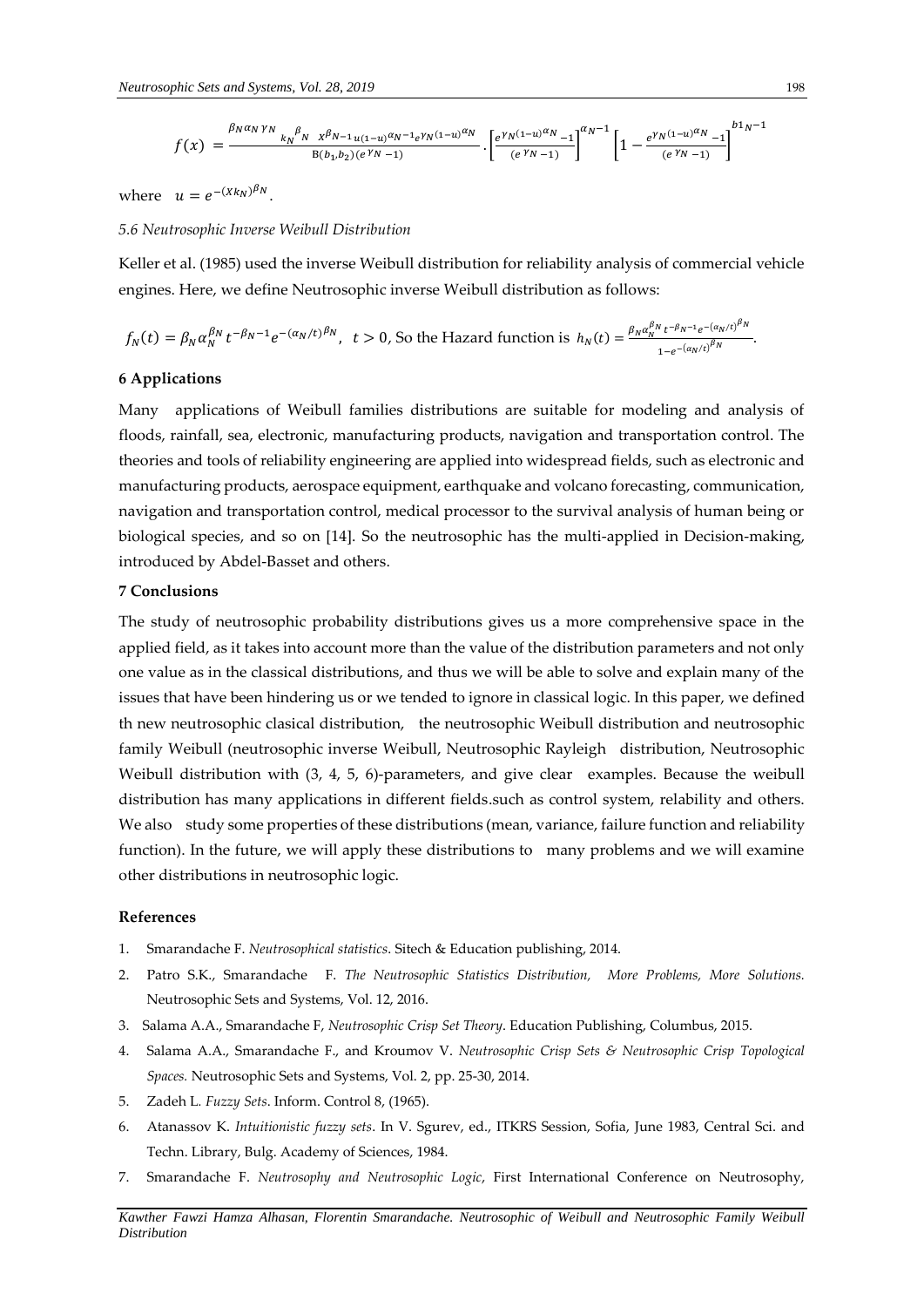$$f(x) = \frac{\beta_N \alpha_N \gamma_N \ {k_N}^{\beta}{}_N \ x^{\beta_{N-1}} u(1-u)^{\alpha_N - 1} e^{\gamma_N (1-u)^{\alpha_N}}}{\mathrm{B}(b_1, b_2)(e^{\gamma_N} - 1)} \cdot \left[\frac{e^{\gamma_N (1-u)^{\alpha_N}} - 1}{(e^{\gamma_N} - 1)}\right]^{\alpha_N - 1} \left[1 - \frac{e^{\gamma_N (1-u)^{\alpha_N}} - 1}{(e^{\gamma_N} - 1)}\right]^{b1_N - 1}$$

where $u = e^{-(Xk_N)^{\beta_N}}$.

*5.6 Neutrosophic Inverse Weibull Distribution*

Keller et al. (1985) used the inverse Weibull distribution for reliability analysis of commercial vehicle engines. Here, we define Neutrosophic inverse Weibull distribution as follows:

$f_N(t) = \beta_N \alpha_N^{\beta_N} t^{-\beta_N - 1} e^{-(\alpha_N / t)^{\beta_N}}, \ t > 0$, So the Hazard function is $h_N(t) = \frac{\beta_N \alpha_N^{\beta_N} t^{-\beta_N - 1} e^{-(\alpha_N/t)^{\beta_N}}}{1 - e^{-(\alpha_N/t)^{\beta_N}}}$.

**6 Applications**

Many applications of Weibull families distributions are suitable for modeling and analysis of floods, rainfall, sea, electronic, manufacturing products, navigation and transportation control. The theories and tools of reliability engineering are applied into widespread fields, such as electronic and manufacturing products, aerospace equipment, earthquake and volcano forecasting, communication, navigation and transportation control, medical processor to the survival analysis of human being or biological species, and so on [14]. So the neutrosophic has the multi-applied in Decision-making, introduced by Abdel-Basset and others.

**7 Conclusions**

The study of neutrosophic probability distributions gives us a more comprehensive space in the applied field, as it takes into account more than the value of the distribution parameters and not only one value as in the classical distributions, and thus we will be able to solve and explain many of the issues that have been hindering us or we tended to ignore in classical logic. In this paper, we defined th new neutrosophic clasical distribution, the neutrosophic Weibull distribution and neutrosophic family Weibull (neutrosophic inverse Weibull, Neutrosophic Rayleigh distribution, Neutrosophic Weibull distribution with (3, 4, 5, 6)-parameters, and give clear examples. Because the weibull distribution has many applications in different fields.such as control system, reliability and others. We also study some properties of these distributions (mean, variance, failure function and reliability function). In the future, we will apply these distributions to many problems and we will examine other distributions in neutrosophic logic.

**References**

1. Smarandache F. *Neutrosophical statistics*. Sitech & Education publishing, 2014.
2. Patro S.K., Smarandache F. *The Neutrosophic Statistics Distribution, More Problems, More Solutions.* Neutrosophic Sets and Systems, Vol. 12, 2016.
3. Salama A.A., Smarandache F, *Neutrosophic Crisp Set Theory*. Education Publishing, Columbus, 2015.
4. Salama A.A., Smarandache F., and Kroumov V. *Neutrosophic Crisp Sets & Neutrosophic Crisp Topological Spaces.* Neutrosophic Sets and Systems, Vol. 2, pp. 25-30, 2014.
5. Zadeh L. *Fuzzy Sets*. Inform. Control 8, (1965).
6. Atanassov K. *Intuitionistic fuzzy sets*. In V. Sgurev, ed., ITKRS Session, Sofia, June 1983, Central Sci. and Techn. Library, Bulg. Academy of Sciences, 1984.
7. Smarandache F. *Neutrosophy and Neutrosophic Logic*, First International Conference on Neutrosophy,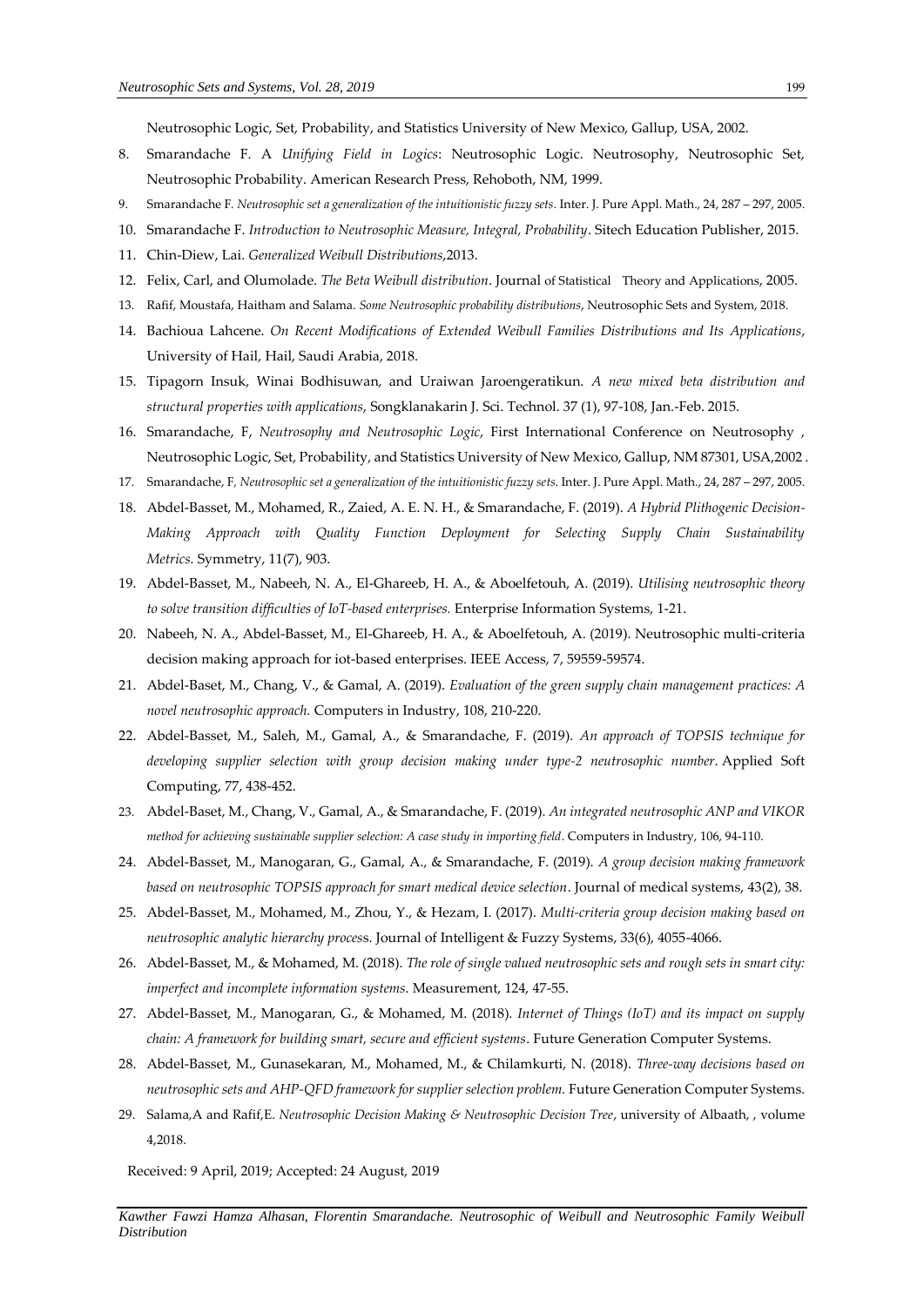Neutrosophic Logic, Set, Probability, and Statistics University of New Mexico, Gallup, USA, 2002.

8. Smarandache F. A *Unifying Field in Logics*: Neutrosophic Logic. Neutrosophy, Neutrosophic Set, Neutrosophic Probability. American Research Press, Rehoboth, NM, 1999.
9. Smarandache F. *Neutrosophic set a generalization of the intuitionistic fuzzy sets*. Inter. J. Pure Appl. Math., 24, 287 – 297, 2005.
10. Smarandache F. *Introduction to Neutrosophic Measure, Integral, Probability*. Sitech Education Publisher, 2015.
11. Chin-Diew, Lai. *Generalized Weibull Distributions*,2013.
12. Felix, Carl, and Olumolade. *The Beta Weibull distribution*. Journal of Statistical Theory and Applications, 2005.
13. Rafif, Moustafa, Haitham and Salama. *Some Neutrosophic probability distributions*, Neutrosophic Sets and System, 2018.
14. Bachioua Lahcene. *On Recent Modifications of Extended Weibull Families Distributions and Its Applications*, University of Hail, Hail, Saudi Arabia, 2018.
15. Tipagorn Insuk, Winai Bodhisuwan, and Uraiwan Jaroengeratikun. *A new mixed beta distribution and structural properties with applications*, Songklanakarin J. Sci. Technol. 37 (1), 97-108, Jan.-Feb. 2015.
16. Smarandache, F, *Neutrosophy and Neutrosophic Logic*, First International Conference on Neutrosophy , Neutrosophic Logic, Set, Probability, and Statistics University of New Mexico, Gallup, NM 87301, USA,2002 .
17. Smarandache, F, *Neutrosophic set a generalization of the intuitionistic fuzzy sets.* Inter. J. Pure Appl. Math., 24, 287 – 297, 2005.
18. Abdel-Basset, M., Mohamed, R., Zaied, A. E. N. H., & Smarandache, F. (2019). *A Hybrid Plithogenic Decision-Making Approach with Quality Function Deployment for Selecting Supply Chain Sustainability Metrics.* Symmetry, 11(7), 903.
19. Abdel-Basset, M., Nabeeh, N. A., El-Ghareeb, H. A., & Aboelfetouh, A. (2019). *Utilising neutrosophic theory to solve transition difficulties of IoT-based enterprises.* Enterprise Information Systems, 1-21.
20. Nabeeh, N. A., Abdel-Basset, M., El-Ghareeb, H. A., & Aboelfetouh, A. (2019). Neutrosophic multi-criteria decision making approach for iot-based enterprises. IEEE Access, 7, 59559-59574.
21. Abdel-Baset, M., Chang, V., & Gamal, A. (2019). *Evaluation of the green supply chain management practices: A novel neutrosophic approach.* Computers in Industry, 108, 210-220.
22. Abdel-Basset, M., Saleh, M., Gamal, A., & Smarandache, F. (2019). *An approach of TOPSIS technique for developing supplier selection with group decision making under type-2 neutrosophic number*. Applied Soft Computing, 77, 438-452.
23. Abdel-Baset, M., Chang, V., Gamal, A., & Smarandache, F. (2019). *An integrated neutrosophic ANP and VIKOR method for achieving sustainable supplier selection: A case study in importing field*. Computers in Industry, 106, 94-110.
24. Abdel-Basset, M., Manogaran, G., Gamal, A., & Smarandache, F. (2019). *A group decision making framework based on neutrosophic TOPSIS approach for smart medical device selection*. Journal of medical systems, 43(2), 38.
25. Abdel-Basset, M., Mohamed, M., Zhou, Y., & Hezam, I. (2017). *Multi-criteria group decision making based on neutrosophic analytic hierarchy process*. Journal of Intelligent & Fuzzy Systems, 33(6), 4055-4066.
26. Abdel-Basset, M., & Mohamed, M. (2018). *The role of single valued neutrosophic sets and rough sets in smart city: imperfect and incomplete information systems*. Measurement, 124, 47-55.
27. Abdel-Basset, M., Manogaran, G., & Mohamed, M. (2018). *Internet of Things (IoT) and its impact on supply chain: A framework for building smart, secure and efficient systems*. Future Generation Computer Systems.
28. Abdel-Basset, M., Gunasekaran, M., Mohamed, M., & Chilamkurti, N. (2018). *Three-way decisions based on neutrosophic sets and AHP-QFD framework for supplier selection problem.* Future Generation Computer Systems.
29. Salama,A and Rafif,E. *Neutrosophic Decision Making & Neutrosophic Decision Tree*, university of Albaath, , volume 4,2018.

Received: 9 April, 2019; Accepted: 24 August, 2019